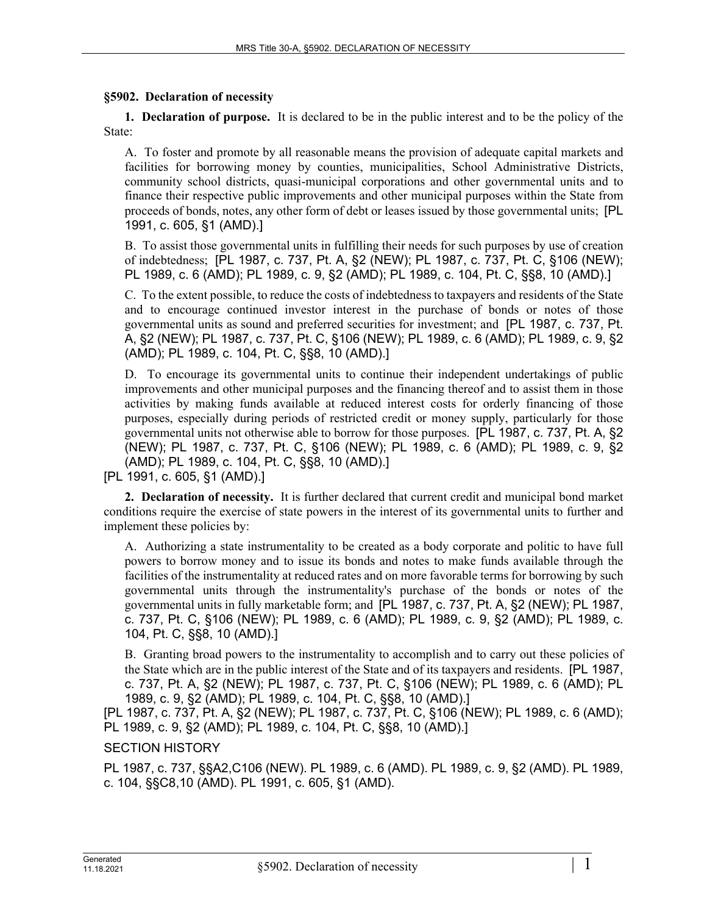**§5902. Declaration of necessity**

**1. Declaration of purpose.** It is declared to be in the public interest and to be the policy of the State:

A. To foster and promote by all reasonable means the provision of adequate capital markets and facilities for borrowing money by counties, municipalities, School Administrative Districts, community school districts, quasi-municipal corporations and other governmental units and to finance their respective public improvements and other municipal purposes within the State from proceeds of bonds, notes, any other form of debt or leases issued by those governmental units; [PL 1991, c. 605, §1 (AMD).]

B. To assist those governmental units in fulfilling their needs for such purposes by use of creation of indebtedness; [PL 1987, c. 737, Pt. A, §2 (NEW); PL 1987, c. 737, Pt. C, §106 (NEW); PL 1989, c. 6 (AMD); PL 1989, c. 9, §2 (AMD); PL 1989, c. 104, Pt. C, §§8, 10 (AMD).]

C. To the extent possible, to reduce the costs of indebtedness to taxpayers and residents of the State and to encourage continued investor interest in the purchase of bonds or notes of those governmental units as sound and preferred securities for investment; and [PL 1987, c. 737, Pt. A, §2 (NEW); PL 1987, c. 737, Pt. C, §106 (NEW); PL 1989, c. 6 (AMD); PL 1989, c. 9, §2 (AMD); PL 1989, c. 104, Pt. C, §§8, 10 (AMD).]

D. To encourage its governmental units to continue their independent undertakings of public improvements and other municipal purposes and the financing thereof and to assist them in those activities by making funds available at reduced interest costs for orderly financing of those purposes, especially during periods of restricted credit or money supply, particularly for those governmental units not otherwise able to borrow for those purposes. [PL 1987, c. 737, Pt. A, §2 (NEW); PL 1987, c. 737, Pt. C, §106 (NEW); PL 1989, c. 6 (AMD); PL 1989, c. 9, §2 (AMD); PL 1989, c. 104, Pt. C, §§8, 10 (AMD).]

[PL 1991, c. 605, §1 (AMD).]

**2. Declaration of necessity.** It is further declared that current credit and municipal bond market conditions require the exercise of state powers in the interest of its governmental units to further and implement these policies by:

A. Authorizing a state instrumentality to be created as a body corporate and politic to have full powers to borrow money and to issue its bonds and notes to make funds available through the facilities of the instrumentality at reduced rates and on more favorable terms for borrowing by such governmental units through the instrumentality's purchase of the bonds or notes of the governmental units in fully marketable form; and [PL 1987, c. 737, Pt. A, §2 (NEW); PL 1987, c. 737, Pt. C, §106 (NEW); PL 1989, c. 6 (AMD); PL 1989, c. 9, §2 (AMD); PL 1989, c. 104, Pt. C, §§8, 10 (AMD).]

B. Granting broad powers to the instrumentality to accomplish and to carry out these policies of the State which are in the public interest of the State and of its taxpayers and residents. [PL 1987, c. 737, Pt. A, §2 (NEW); PL 1987, c. 737, Pt. C, §106 (NEW); PL 1989, c. 6 (AMD); PL 1989, c. 9, §2 (AMD); PL 1989, c. 104, Pt. C, §§8, 10 (AMD).]

[PL 1987, c. 737, Pt. A, §2 (NEW); PL 1987, c. 737, Pt. C, §106 (NEW); PL 1989, c. 6 (AMD); PL 1989, c. 9, §2 (AMD); PL 1989, c. 104, Pt. C, §§8, 10 (AMD).]

SECTION HISTORY

PL 1987, c. 737, §§A2,C106 (NEW). PL 1989, c. 6 (AMD). PL 1989, c. 9, §2 (AMD). PL 1989, c. 104, §§C8,10 (AMD). PL 1991, c. 605, §1 (AMD).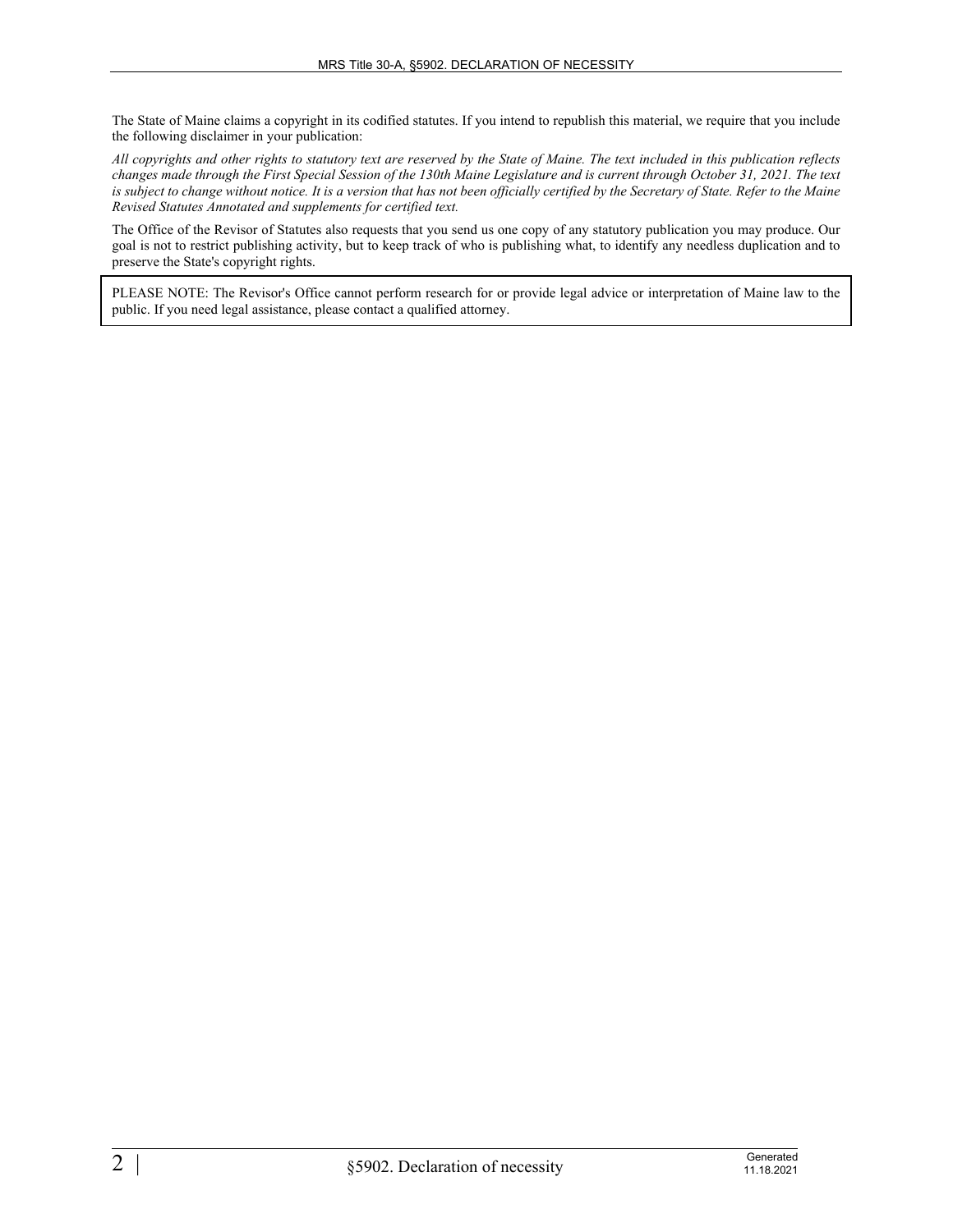The State of Maine claims a copyright in its codified statutes. If you intend to republish this material, we require that you include the following disclaimer in your publication:

*All copyrights and other rights to statutory text are reserved by the State of Maine. The text included in this publication reflects changes made through the First Special Session of the 130th Maine Legislature and is current through October 31, 2021. The text is subject to change without notice. It is a version that has not been officially certified by the Secretary of State. Refer to the Maine Revised Statutes Annotated and supplements for certified text.*

The Office of the Revisor of Statutes also requests that you send us one copy of any statutory publication you may produce. Our goal is not to restrict publishing activity, but to keep track of who is publishing what, to identify any needless duplication and to preserve the State's copyright rights.

PLEASE NOTE: The Revisor's Office cannot perform research for or provide legal advice or interpretation of Maine law to the public. If you need legal assistance, please contact a qualified attorney.